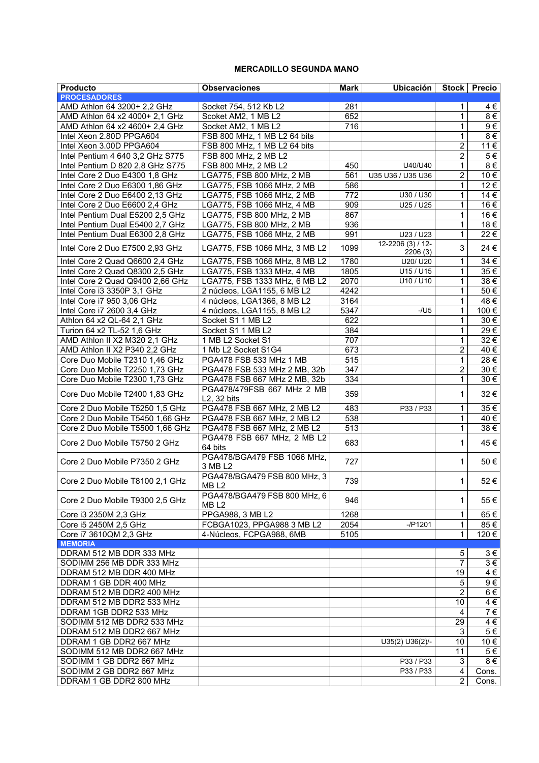**MERCADILLO SEGUNDA MANO**

| Producto | Observaciones | Mark | Ubicación | Stock | Precio |
|---|---|---|---|---|---|
| **PROCESADORES** | | | | | |
| AMD Athlon 64 3200+ 2,2 GHz | Socket 754, 512 Kb L2 | 281 | | 1 | 4 € |
| AMD Athlon 64 x2 4000+ 2,1 GHz | Scoket AM2, 1 MB L2 | 652 | | 1 | 8 € |
| AMD Athlon 64 x2 4600+ 2,4 GHz | Socket AM2, 1 MB L2 | 716 | | 1 | 9 € |
| Intel Xeon 2.80D PPGA604 | FSB 800 MHz, 1 MB L2 64 bits | | | 1 | 8 € |
| Intel Xeon 3.00D PPGA604 | FSB 800 MHz, 1 MB L2 64 bits | | | 2 | 11 € |
| Intel Pentium 4 640 3,2 GHz S775 | FSB 800 MHz, 2 MB L2 | | | 2 | 5 € |
| Intel Pentium D 820 2,8 GHz S775 | FSB 800 MHz, 2 MB L2 | 450 | U40/U40 | 1 | 8 € |
| Intel Core 2 Duo E4300 1,8 GHz | LGA775, FSB 800 MHz, 2 MB | 561 | U35 U36 / U35 U36 | 2 | 10 € |
| Intel Core 2 Duo E6300 1,86 GHz | LGA775, FSB 1066 MHz, 2 MB | 586 | | 1 | 12 € |
| Intel Core 2 Duo E6400 2,13 GHz | LGA775, FSB 1066 MHz, 2 MB | 772 | U30 / U30 | 1 | 14 € |
| Intel Core 2 Duo E6600 2,4 GHz | LGA775, FSB 1066 MHz, 4 MB | 909 | U25 / U25 | 1 | 16 € |
| Intel Pentium Dual E5200 2,5 GHz | LGA775, FSB 800 MHz, 2 MB | 867 | | 1 | 16 € |
| Intel Pentium Dual E5400 2,7 GHz | LGA775, FSB 800 MHz, 2 MB | 936 | | 1 | 18 € |
| Intel Pentium Dual E6300 2,8 GHz | LGA775, FSB 1066 MHz, 2 MB | 991 | U23 / U23 | 1 | 22 € |
| Intel Core 2 Duo E7500 2,93 GHz | LGA775, FSB 1066 MHz, 3 MB L2 | 1099 | 12-2206 (3) / 12-2206 (3) | 3 | 24 € |
| Intel Core 2 Quad Q6600 2,4 GHz | LGA775, FSB 1066 MHz, 8 MB L2 | 1780 | U20/ U20 | 1 | 34 € |
| Intel Core 2 Quad Q8300 2,5 GHz | LGA775, FSB 1333 MHz, 4 MB | 1805 | U15 / U15 | 1 | 35 € |
| Intel Core 2 Quad Q9400 2,66 GHz | LGA775, FSB 1333 MHz, 6 MB L2 | 2070 | U10 / U10 | 1 | 38 € |
| Intel Core i3 3350P 3,1 GHz | 2 núcleos, LGA1155, 6 MB L2 | 4242 | | 1 | 50 € |
| Intel Core i7 950 3,06 GHz | 4 núcleos, LGA1366, 8 MB L2 | 3164 | | 1 | 48 € |
| Intel Core i7 2600 3,4 GHz | 4 núcleos, LGA1155, 8 MB L2 | 5347 | -/U5 | 1 | 100 € |
| Athlon 64 x2 QL-64 2,1 GHz | Socket S1 1 MB L2 | 622 | | 1 | 30 € |
| Turion 64 x2 TL-52 1,6 GHz | Socket S1 1 MB L2 | 384 | | 1 | 29 € |
| AMD Athlon II X2 M320 2,1 GHz | 1 MB L2 Socket S1 | 707 | | 1 | 32 € |
| AMD Athlon II X2 P340 2,2 GHz | 1 Mb L2 Socket S1G4 | 673 | | 2 | 40 € |
| Core Duo Mobile T2310 1,46 GHz | PGA478 FSB 533 MHz 1 MB | 515 | | 1 | 28 € |
| Core Duo Mobile T2250 1,73 GHz | PGA478 FSB 533 MHz 2 MB, 32b | 347 | | 2 | 30 € |
| Core Duo Mobile T2300 1,73 GHz | PGA478 FSB 667 MHz 2 MB, 32b | 334 | | 1 | 30 € |
| Core Duo Mobile T2400 1,83 GHz | PGA478/479FSB 667 MHz 2 MB L2, 32 bits | 359 | | 1 | 32 € |
| Core 2 Duo Mobile T5250 1,5 GHz | PGA478 FSB 667 MHz, 2 MB L2 | 483 | P33 / P33 | 1 | 35 € |
| Core 2 Duo Mobile T5450 1,66 GHz | PGA478 FSB 667 MHz, 2 MB L2 | 538 | | 1 | 40 € |
| Core 2 Duo Mobile T5500 1,66 GHz | PGA478 FSB 667 MHz, 2 MB L2 | 513 | | 1 | 38 € |
| Core 2 Duo Mobile T5750 2 GHz | PGA478 FSB 667 MHz, 2 MB L2 64 bits | 683 | | 1 | 45 € |
| Core 2 Duo Mobile P7350 2 GHz | PGA478/BGA479 FSB 1066 MHz, 3 MB L2 | 727 | | 1 | 50 € |
| Core 2 Duo Mobile T8100 2,1 GHz | PGA478/BGA479 FSB 800 MHz, 3 MB L2 | 739 | | 1 | 52 € |
| Core 2 Duo Mobile T9300 2,5 GHz | PGA478/BGA479 FSB 800 MHz, 6 MB L2 | 946 | | 1 | 55 € |
| Core i3 2350M 2,3 GHz | PPGA988, 3 MB L2 | 1268 | | 1 | 65 € |
| Core i5 2450M 2,5 GHz | FCBGA1023, PPGA988 3 MB L2 | 2054 | -/P1201 | 1 | 85 € |
| Core i7 3610QM 2,3 GHz | 4-Núcleos, FCPGA988, 6MB | 5105 | | 1 | 120 € |
| **MEMORIA** | | | | | |
| DDRAM 512 MB DDR 333 MHz | | | | 5 | 3 € |
| SODIMM 256 MB DDR 333 MHz | | | | 7 | 3 € |
| DDRAM 512 MB DDR 400 MHz | | | | 19 | 4 € |
| DDRAM 1 GB DDR 400 MHz | | | | 5 | 9 € |
| DDRAM 512 MB DDR2 400 MHz | | | | 2 | 6 € |
| DDRAM 512 MB DDR2 533 MHz | | | | 10 | 4 € |
| DDRAM 1GB DDR2 533 MHz | | | | 4 | 7 € |
| SODIMM 512 MB DDR2 533 MHz | | | | 29 | 4 € |
| DDRAM 512 MB DDR2 667 MHz | | | | 3 | 5 € |
| DDRAM 1 GB DDR2 667 MHz | | | U35(2) U36(2)/- | 10 | 10 € |
| SODIMM 512 MB DDR2 667 MHz | | | | 11 | 5 € |
| SODIMM 1 GB DDR2 667 MHz | | | P33 / P33 | 3 | 8 € |
| SODIMM 2 GB DDR2 667 MHz | | | P33 / P33 | 4 | Cons. |
| DDRAM 1 GB DDR2 800 MHz | | | | 2 | Cons. |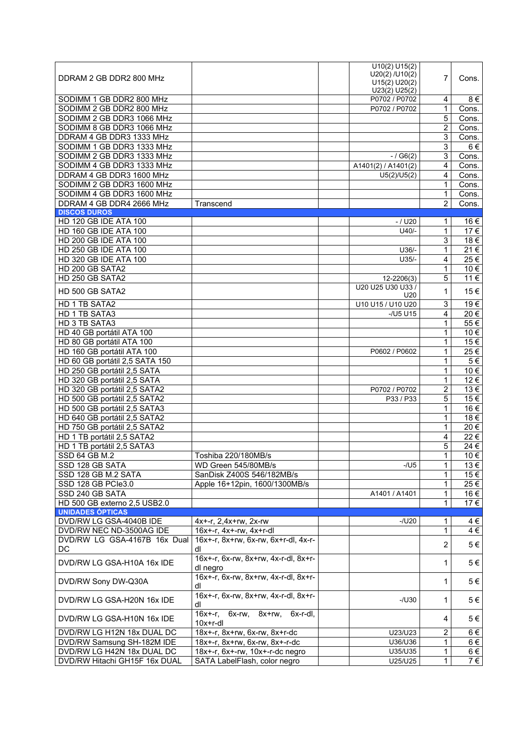| | | | | | |
|---|---|---|---|---|---|
| DDRAM 2 GB DDR2 800 MHz | | | U10(2) U15(2) U20(2) /U10(2) U15(2) U20(2) U23(2) U25(2) | 7 | Cons. |
| SODIMM 1 GB DDR2 800 MHz | | | P0702 / P0702 | 4 | 8 € |
| SODIMM 2 GB DDR2 800 MHz | | | P0702 / P0702 | 1 | Cons. |
| SODIMM 2 GB DDR3 1066 MHz | | | | 5 | Cons. |
| SODIMM 8 GB DDR3 1066 MHz | | | | 2 | Cons. |
| DDRAM 4 GB DDR3 1333 MHz | | | | 3 | Cons. |
| SODIMM 1 GB DDR3 1333 MHz | | | | 3 | 6 € |
| SODIMM 2 GB DDR3 1333 MHz | | | - / G6(2) | 3 | Cons. |
| SODIMM 4 GB DDR3 1333 MHz | | | A1401(2) / A1401(2) | 4 | Cons. |
| DDRAM 4 GB DDR3 1600 MHz | | | U5(2)/U5(2) | 4 | Cons. |
| SODIMM 2 GB DDR3 1600 MHz | | | | 1 | Cons. |
| SODIMM 4 GB DDR3 1600 MHz | | | | 1 | Cons. |
| DDRAM 4 GB DDR4 2666 MHz | Transcend | | | 2 | Cons. |
| **DISCOS DUROS** | | | | | |
| HD 120 GB IDE ATA 100 | | | - / U20 | 1 | 16 € |
| HD 160 GB IDE ATA 100 | | | U40/- | 1 | 17 € |
| HD 200 GB IDE ATA 100 | | | | 3 | 18 € |
| HD 250 GB IDE ATA 100 | | | U36/- | 1 | 21 € |
| HD 320 GB IDE ATA 100 | | | U35/- | 4 | 25 € |
| HD 200 GB SATA2 | | | | 1 | 10 € |
| HD 250 GB SATA2 | | | 12-2206(3) | 5 | 11 € |
| HD 500 GB SATA2 | | | U20 U25 U30 U33 / U20 | 1 | 15 € |
| HD 1 TB SATA2 | | | U10 U15 / U10 U20 | 3 | 19 € |
| HD 1 TB SATA3 | | | -/U5 U15 | 4 | 20 € |
| HD 3 TB SATA3 | | | | 1 | 55 € |
| HD 40 GB portátil ATA 100 | | | | 1 | 10 € |
| HD 80 GB portátil ATA 100 | | | | 1 | 15 € |
| HD 160 GB portátil ATA 100 | | | P0602 / P0602 | 1 | 25 € |
| HD 60 GB portátil 2,5 SATA 150 | | | | 1 | 5 € |
| HD 250 GB portátil 2,5 SATA | | | | 1 | 10 € |
| HD 320 GB portátil 2,5 SATA | | | | 1 | 12 € |
| HD 320 GB portátil 2,5 SATA2 | | | P0702 / P0702 | 2 | 13 € |
| HD 500 GB portátil 2,5 SATA2 | | | P33 / P33 | 5 | 15 € |
| HD 500 GB portátil 2,5 SATA3 | | | | 1 | 16 € |
| HD 640 GB portátil 2,5 SATA2 | | | | 1 | 18 € |
| HD 750 GB portátil 2,5 SATA2 | | | | 1 | 20 € |
| HD 1 TB portátil 2,5 SATA2 | | | | 4 | 22 € |
| HD 1 TB portátil 2,5 SATA3 | | | | 5 | 24 € |
| SSD 64 GB M.2 | Toshiba 220/180MB/s | | | 1 | 10 € |
| SSD 128 GB SATA | WD Green 545/80MB/s | | -/U5 | 1 | 13 € |
| SSD 128 GB M.2 SATA | SanDisk Z400S 546/182MB/s | | | 1 | 15 € |
| SSD 128 GB PCIe3.0 | Apple 16+12pin, 1600/1300MB/s | | | 1 | 25 € |
| SSD 240 GB SATA | | | A1401 / A1401 | 1 | 16 € |
| HD 500 GB externo 2,5 USB2.0 | | | | 1 | 17 € |
| **UNIDADES ÓPTICAS** | | | | | |
| DVD/RW LG GSA-4040B IDE | 4x+-r, 2,4x+rw, 2x-rw | | -/U20 | 1 | 4 € |
| DVD/RW NEC ND-3500AG IDE | 16x+-r, 4x+-rw, 4x+r-dl | | | 1 | 4 € |
| DVD/RW LG GSA-4167B 16x Dual DC | 16x+-r, 8x+rw, 6x-rw, 6x+r-dl, 4x-r-dl | | | 2 | 5 € |
| DVD/RW LG GSA-H10A 16x IDE | 16x+-r, 6x-rw, 8x+rw, 4x-r-dl, 8x+r-dl negro | | | 1 | 5 € |
| DVD/RW Sony DW-Q30A | 16x+-r, 6x-rw, 8x+rw, 4x-r-dl, 8x+r-dl | | | 1 | 5 € |
| DVD/RW LG GSA-H20N 16x IDE | 16x+-r, 6x-rw, 8x+rw, 4x-r-dl, 8x+r-dl | | -/U30 | 1 | 5 € |
| DVD/RW LG GSA-H10N 16x IDE | 16x+-r, 6x-rw, 8x+rw, 6x-r-dl, 10x+r-dl | | | 4 | 5 € |
| DVD/RW LG H12N 18x DUAL DC | 18x+-r, 8x+rw, 6x-rw, 8x+r-dc | | U23/U23 | 2 | 6 € |
| DVD/RW Samsung SH-182M IDE | 18x+-r, 8x+rw, 6x-rw, 8x+-r-dc | | U36/U36 | 1 | 6 € |
| DVD/RW LG H42N 18x DUAL DC | 18x+-r, 6x+-rw, 10x+-r-dc negro | | U35/U35 | 1 | 6 € |
| DVD/RW Hitachi GH15F 16x DUAL | SATA LabelFlash, color negro | | U25/U25 | 1 | 7 € |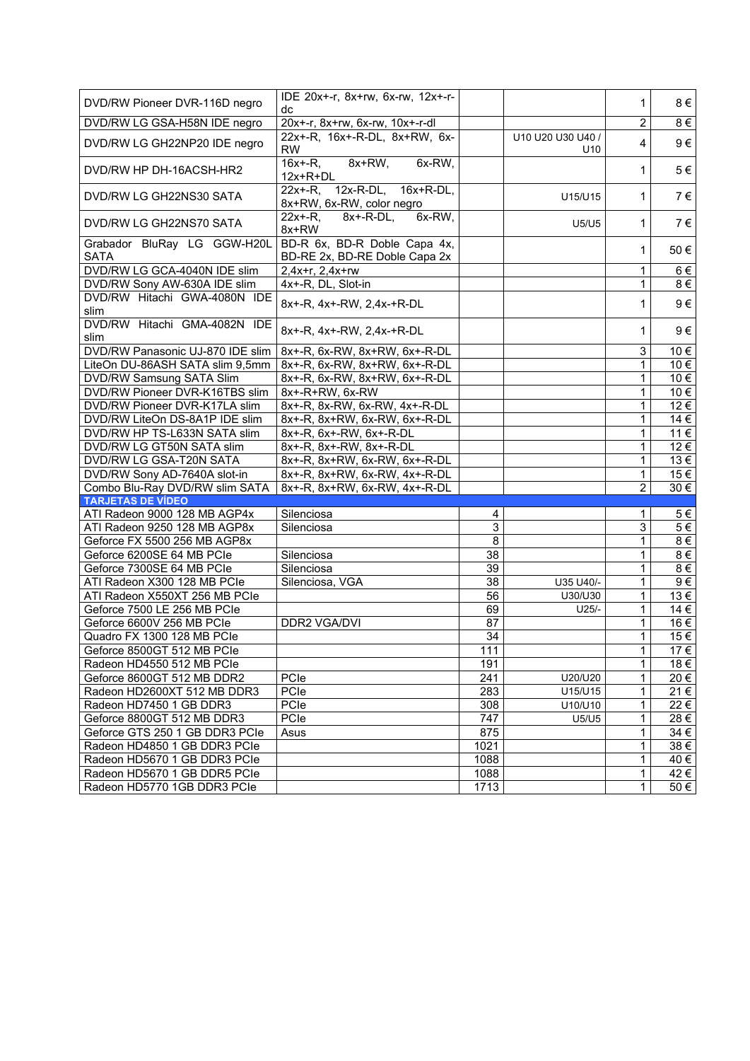| | | | | | |
|---|---|---|---|---|---|
| DVD/RW Pioneer DVR-116D negro | IDE 20x+-r, 8x+rw, 6x-rw, 12x+-r-dc | | | 1 | 8 € |
| DVD/RW LG GSA-H58N IDE negro | 20x+-r, 8x+rw, 6x-rw, 10x+-r-dl | | | 2 | 8 € |
| DVD/RW LG GH22NP20 IDE negro | 22x+-R, 16x+-R-DL, 8x+RW, 6x-RW | | U10 U20 U30 U40 / U10 | 4 | 9 € |
| DVD/RW HP DH-16ACSH-HR2 | 16x+-R, 8x+RW, 6x-RW, 12x+R+DL | | | 1 | 5 € |
| DVD/RW LG GH22NS30 SATA | 22x+-R, 12x-R-DL, 16x+R-DL, 8x+RW, 6x-RW, color negro | | U15/U15 | 1 | 7 € |
| DVD/RW LG GH22NS70 SATA | 22x+-R, 8x+-R-DL, 6x-RW, 8x+RW | | U5/U5 | 1 | 7 € |
| Grabador BluRay LG GGW-H20L SATA | BD-R 6x, BD-R Doble Capa 4x, BD-RE 2x, BD-RE Doble Capa 2x | | | 1 | 50 € |
| DVD/RW LG GCA-4040N IDE slim | 2,4x+r, 2,4x+rw | | | 1 | 6 € |
| DVD/RW Sony AW-630A IDE slim | 4x+-R, DL, Slot-in | | | 1 | 8 € |
| DVD/RW Hitachi GWA-4080N IDE slim | 8x+-R, 4x+-RW, 2,4x-+R-DL | | | 1 | 9 € |
| DVD/RW Hitachi GMA-4082N IDE slim | 8x+-R, 4x+-RW, 2,4x-+R-DL | | | 1 | 9 € |
| DVD/RW Panasonic UJ-870 IDE slim | 8x+-R, 6x-RW, 8x+RW, 6x+-R-DL | | | 3 | 10 € |
| LiteOn DU-86ASH SATA slim 9,5mm | 8x+-R, 6x-RW, 8x+RW, 6x+-R-DL | | | 1 | 10 € |
| DVD/RW Samsung SATA Slim | 8x+-R, 6x-RW, 8x+RW, 6x+-R-DL | | | 1 | 10 € |
| DVD/RW Pioneer DVR-K16TBS slim | 8x+-R+RW, 6x-RW | | | 1 | 10 € |
| DVD/RW Pioneer DVR-K17LA slim | 8x+-R, 8x-RW, 6x-RW, 4x+-R-DL | | | 1 | 12 € |
| DVD/RW LiteOn DS-8A1P IDE slim | 8x+-R, 8x+RW, 6x-RW, 6x+-R-DL | | | 1 | 14 € |
| DVD/RW HP TS-L633N SATA slim | 8x+-R, 6x+-RW, 6x+-R-DL | | | 1 | 11 € |
| DVD/RW LG GT50N SATA slim | 8x+-R, 8x+-RW, 8x+-R-DL | | | 1 | 12 € |
| DVD/RW LG GSA-T20N SATA | 8x+-R, 8x+RW, 6x-RW, 6x+-R-DL | | | 1 | 13 € |
| DVD/RW Sony AD-7640A slot-in | 8x+-R, 8x+RW, 6x-RW, 4x+-R-DL | | | 1 | 15 € |
| Combo Blu-Ray DVD/RW slim SATA | 8x+-R, 8x+RW, 6x-RW, 4x+-R-DL | | | 2 | 30 € |
| **TARJETAS DE VÍDEO** | | | | | |
| ATI Radeon 9000 128 MB AGP4x | Silenciosa | 4 | | 1 | 5 € |
| ATI Radeon 9250 128 MB AGP8x | Silenciosa | 3 | | 3 | 5 € |
| Geforce FX 5500 256 MB AGP8x | | 8 | | 1 | 8 € |
| Geforce 6200SE 64 MB PCIe | Silenciosa | 38 | | 1 | 8 € |
| Geforce 7300SE 64 MB PCIe | Silenciosa | 39 | | 1 | 8 € |
| ATI Radeon X300 128 MB PCIe | Silenciosa, VGA | 38 | U35 U40/- | 1 | 9 € |
| ATI Radeon X550XT 256 MB PCIe | | 56 | U30/U30 | 1 | 13 € |
| Geforce 7500 LE 256 MB PCIe | | 69 | U25/- | 1 | 14 € |
| Geforce 6600V 256 MB PCIe | DDR2 VGA/DVI | 87 | | 1 | 16 € |
| Quadro FX 1300 128 MB PCIe | | 34 | | 1 | 15 € |
| Geforce 8500GT 512 MB PCIe | | 111 | | 1 | 17 € |
| Radeon HD4550 512 MB PCIe | | 191 | | 1 | 18 € |
| Geforce 8600GT 512 MB DDR2 | PCIe | 241 | U20/U20 | 1 | 20 € |
| Radeon HD2600XT 512 MB DDR3 | PCIe | 283 | U15/U15 | 1 | 21 € |
| Radeon HD7450 1 GB DDR3 | PCIe | 308 | U10/U10 | 1 | 22 € |
| Geforce 8800GT 512 MB DDR3 | PCIe | 747 | U5/U5 | 1 | 28 € |
| Geforce GTS 250 1 GB DDR3 PCIe | Asus | 875 | | 1 | 34 € |
| Radeon HD4850 1 GB DDR3 PCIe | | 1021 | | 1 | 38 € |
| Radeon HD5670 1 GB DDR3 PCIe | | 1088 | | 1 | 40 € |
| Radeon HD5670 1 GB DDR5 PCIe | | 1088 | | 1 | 42 € |
| Radeon HD5770 1GB DDR3 PCIe | | 1713 | | 1 | 50 € |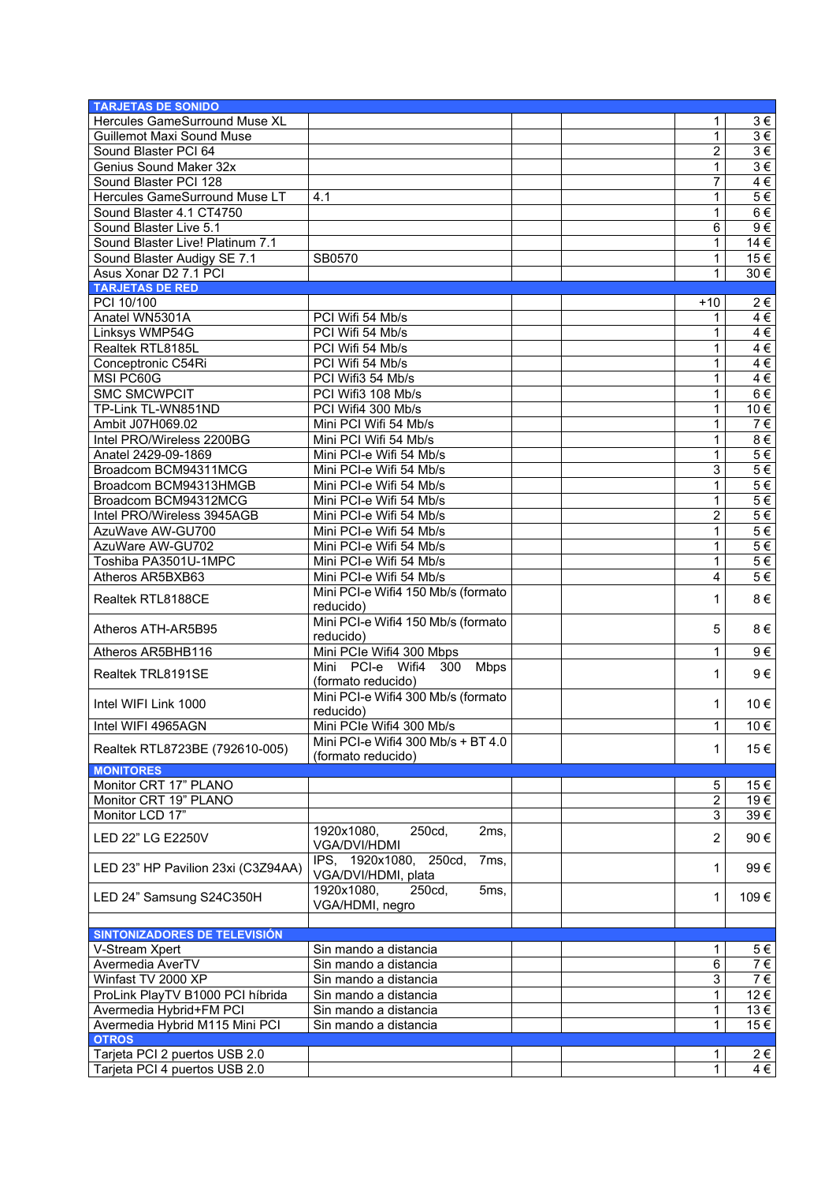| TARJETAS DE SONIDO | | | | | |
|---|---|---|---|---|---|
| Hercules GameSurround Muse XL | | | | 1 | 3 € |
| Guillemot Maxi Sound Muse | | | | 1 | 3 € |
| Sound Blaster PCI 64 | | | | 2 | 3 € |
| Genius Sound Maker 32x | | | | 1 | 3 € |
| Sound Blaster PCI 128 | | | | 7 | 4 € |
| Hercules GameSurround Muse LT | 4.1 | | | 1 | 5 € |
| Sound Blaster 4.1 CT4750 | | | | 1 | 6 € |
| Sound Blaster Live 5.1 | | | | 6 | 9 € |
| Sound Blaster Live! Platinum 7.1 | | | | 1 | 14 € |
| Sound Blaster Audigy SE 7.1 | SB0570 | | | 1 | 15 € |
| Asus Xonar D2 7.1 PCI | | | | 1 | 30 € |
| **TARJETAS DE RED** | | | | | |
| PCI 10/100 | | | | +10 | 2 € |
| Anatel WN5301A | PCI Wifi 54 Mb/s | | | 1 | 4 € |
| Linksys WMP54G | PCI Wifi 54 Mb/s | | | 1 | 4 € |
| Realtek RTL8185L | PCI Wifi 54 Mb/s | | | 1 | 4 € |
| Conceptronic C54Ri | PCI Wifi 54 Mb/s | | | 1 | 4 € |
| MSI PC60G | PCI Wifi3 54 Mb/s | | | 1 | 4 € |
| SMC SMCWPCIT | PCI Wifi3 108 Mb/s | | | 1 | 6 € |
| TP-Link TL-WN851ND | PCI Wifi4 300 Mb/s | | | 1 | 10 € |
| Ambit J07H069.02 | Mini PCI Wifi 54 Mb/s | | | 1 | 7 € |
| Intel PRO/Wireless 2200BG | Mini PCI Wifi 54 Mb/s | | | 1 | 8 € |
| Anatel 2429-09-1869 | Mini PCI-e Wifi 54 Mb/s | | | 1 | 5 € |
| Broadcom BCM94311MCG | Mini PCI-e Wifi 54 Mb/s | | | 3 | 5 € |
| Broadcom BCM94313HMGB | Mini PCI-e Wifi 54 Mb/s | | | 1 | 5 € |
| Broadcom BCM94312MCG | Mini PCI-e Wifi 54 Mb/s | | | 1 | 5 € |
| Intel PRO/Wireless 3945AGB | Mini PCI-e Wifi 54 Mb/s | | | 2 | 5 € |
| AzuWave AW-GU700 | Mini PCI-e Wifi 54 Mb/s | | | 1 | 5 € |
| AzuWare AW-GU702 | Mini PCI-e Wifi 54 Mb/s | | | 1 | 5 € |
| Toshiba PA3501U-1MPC | Mini PCI-e Wifi 54 Mb/s | | | 1 | 5 € |
| Atheros AR5BXB63 | Mini PCI-e Wifi 54 Mb/s | | | 4 | 5 € |
| Realtek RTL8188CE | Mini PCI-e Wifi4 150 Mb/s (formato reducido) | | | 1 | 8 € |
| Atheros ATH-AR5B95 | Mini PCI-e Wifi4 150 Mb/s (formato reducido) | | | 5 | 8 € |
| Atheros AR5BHB116 | Mini PCIe Wifi4 300 Mbps | | | 1 | 9 € |
| Realtek TRL8191SE | Mini PCI-e Wifi4 300 Mbps (formato reducido) | | | 1 | 9 € |
| Intel WIFI Link 1000 | Mini PCI-e Wifi4 300 Mb/s (formato reducido) | | | 1 | 10 € |
| Intel WIFI 4965AGN | Mini PCIe Wifi4 300 Mb/s | | | 1 | 10 € |
| Realtek RTL8723BE (792610-005) | Mini PCI-e Wifi4 300 Mb/s + BT 4.0 (formato reducido) | | | 1 | 15 € |
| **MONITORES** | | | | | |
| Monitor CRT 17" PLANO | | | | 5 | 15 € |
| Monitor CRT 19" PLANO | | | | 2 | 19 € |
| Monitor LCD 17" | | | | 3 | 39 € |
| LED 22" LG E2250V | 1920x1080, 250cd, 2ms, VGA/DVI/HDMI | | | 2 | 90 € |
| LED 23" HP Pavilion 23xi (C3Z94AA) | IPS, 1920x1080, 250cd, 7ms, VGA/DVI/HDMI, plata | | | 1 | 99 € |
| LED 24" Samsung S24C350H | 1920x1080, 250cd, 5ms, VGA/HDMI, negro | | | 1 | 109 € |
| | | | | | |
| **SINTONIZADORES DE TELEVISIÓN** | | | | | |
| V-Stream Xpert | Sin mando a distancia | | | 1 | 5 € |
| Avermedia AverTV | Sin mando a distancia | | | 6 | 7 € |
| Winfast TV 2000 XP | Sin mando a distancia | | | 3 | 7 € |
| ProLink PlayTV B1000 PCI híbrida | Sin mando a distancia | | | 1 | 12 € |
| Avermedia Hybrid+FM PCI | Sin mando a distancia | | | 1 | 13 € |
| Avermedia Hybrid M115 Mini PCI | Sin mando a distancia | | | 1 | 15 € |
| **OTROS** | | | | | |
| Tarjeta PCI 2 puertos USB 2.0 | | | | 1 | 2 € |
| Tarjeta PCI 4 puertos USB 2.0 | | | | 1 | 4 € |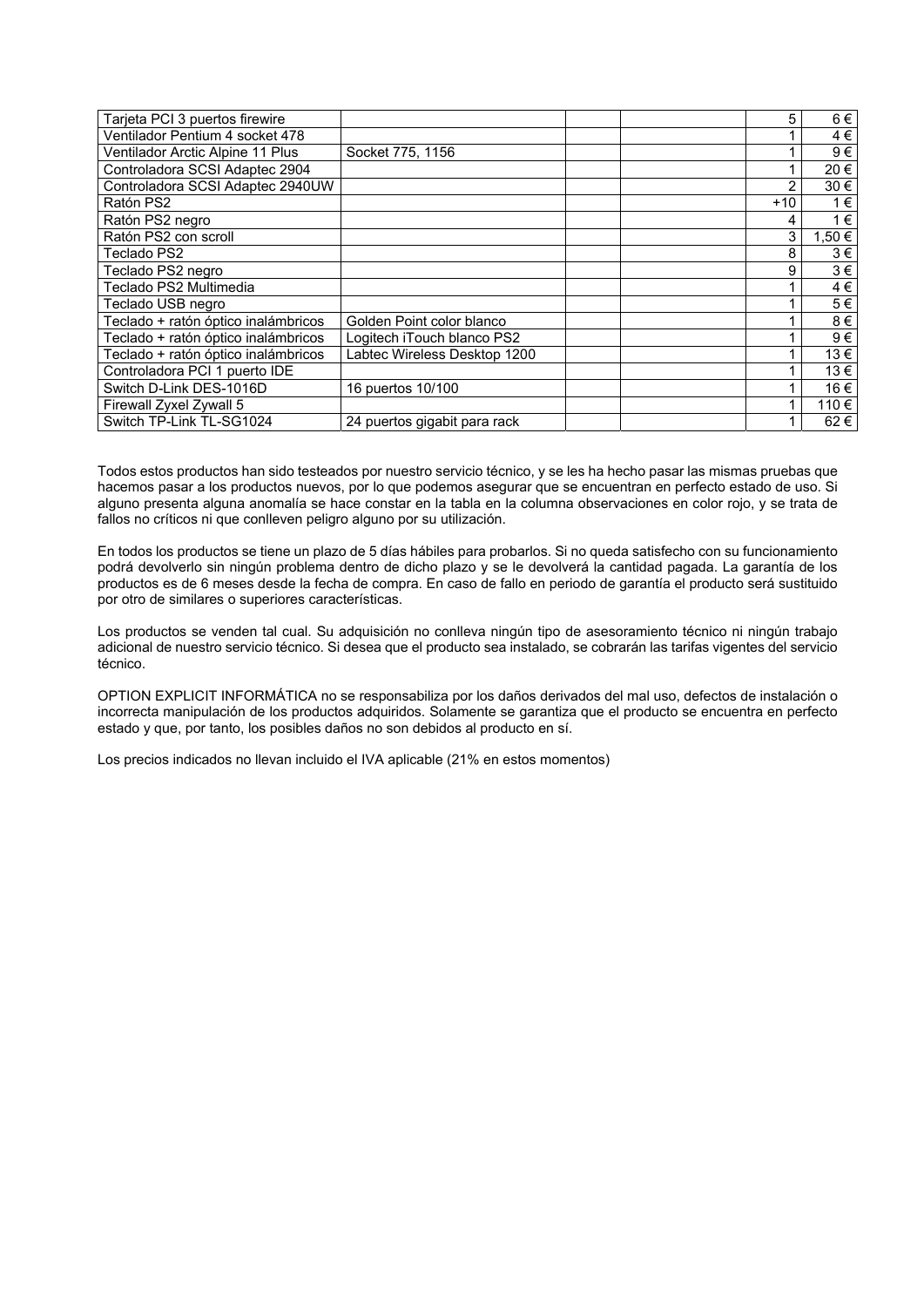| | | | | | |
|---|---|---|---|---|---|
| Tarjeta PCI 3 puertos firewire | | | | 5 | 6 € |
| Ventilador Pentium 4 socket 478 | | | | 1 | 4 € |
| Ventilador Arctic Alpine 11 Plus | Socket 775, 1156 | | | 1 | 9 € |
| Controladora SCSI Adaptec 2904 | | | | 1 | 20 € |
| Controladora SCSI Adaptec 2940UW | | | | 2 | 30 € |
| Ratón PS2 | | | | +10 | 1 € |
| Ratón PS2 negro | | | | 4 | 1 € |
| Ratón PS2 con scroll | | | | 3 | 1,50 € |
| Teclado PS2 | | | | 8 | 3 € |
| Teclado PS2 negro | | | | 9 | 3 € |
| Teclado PS2 Multimedia | | | | 1 | 4 € |
| Teclado USB negro | | | | 1 | 5 € |
| Teclado + ratón óptico inalámbricos | Golden Point color blanco | | | 1 | 8 € |
| Teclado + ratón óptico inalámbricos | Logitech iTouch blanco PS2 | | | 1 | 9 € |
| Teclado + ratón óptico inalámbricos | Labtec Wireless Desktop 1200 | | | 1 | 13 € |
| Controladora PCI 1 puerto IDE | | | | 1 | 13 € |
| Switch D-Link DES-1016D | 16 puertos 10/100 | | | 1 | 16 € |
| Firewall Zyxel Zywall 5 | | | | 1 | 110 € |
| Switch TP-Link TL-SG1024 | 24 puertos gigabit para rack | | | 1 | 62 € |

Todos estos productos han sido testeados por nuestro servicio técnico, y se les ha hecho pasar las mismas pruebas que hacemos pasar a los productos nuevos, por lo que podemos asegurar que se encuentran en perfecto estado de uso. Si alguno presenta alguna anomalía se hace constar en la tabla en la columna observaciones en color rojo, y se trata de fallos no críticos ni que conlleven peligro alguno por su utilización.

En todos los productos se tiene un plazo de 5 días hábiles para probarlos. Si no queda satisfecho con su funcionamiento podrá devolverlo sin ningún problema dentro de dicho plazo y se le devolverá la cantidad pagada. La garantía de los productos es de 6 meses desde la fecha de compra. En caso de fallo en periodo de garantía el producto será sustituido por otro de similares o superiores características.

Los productos se venden tal cual. Su adquisición no conlleva ningún tipo de asesoramiento técnico ni ningún trabajo adicional de nuestro servicio técnico. Si desea que el producto sea instalado, se cobrarán las tarifas vigentes del servicio técnico.

OPTION EXPLICIT INFORMÁTICA no se responsabiliza por los daños derivados del mal uso, defectos de instalación o incorrecta manipulación de los productos adquiridos. Solamente se garantiza que el producto se encuentra en perfecto estado y que, por tanto, los posibles daños no son debidos al producto en sí.

Los precios indicados no llevan incluido el IVA aplicable (21% en estos momentos)